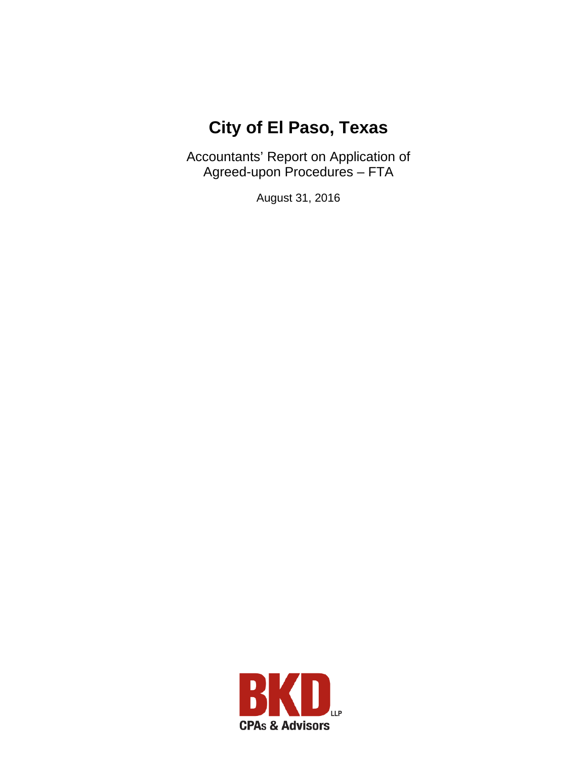# City of El Paso, Texas

Accountants' Report on Application of Agreed-upon Procedures – FTA

August 31, 2016

BKD LLP

CPAs & Advisors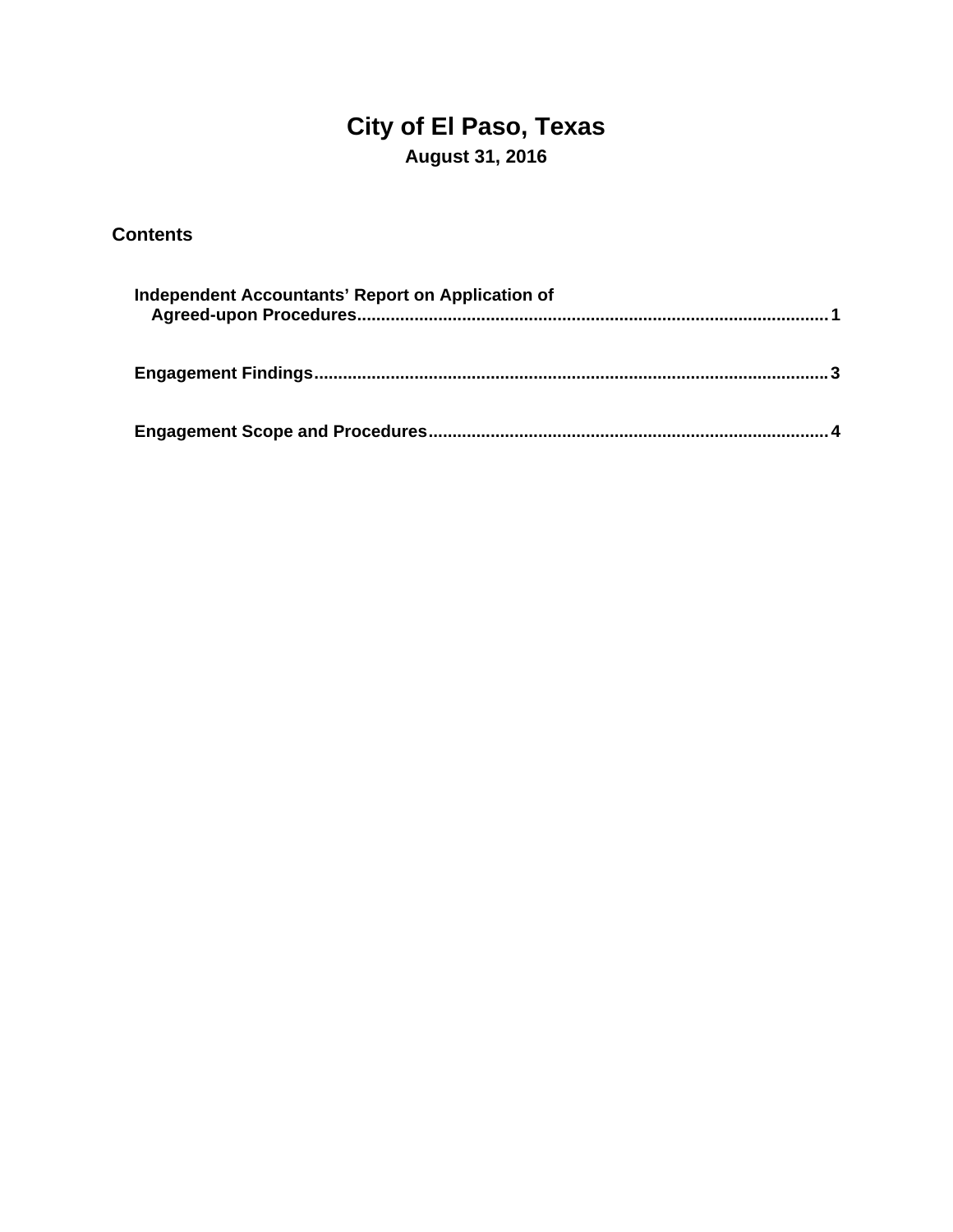# City of El Paso, Texas

### August 31, 2016

## Contents

| | |
|---|---|
| **Independent Accountants' Report on Application of Agreed-upon Procedures** | **1** |
| **Engagement Findings** | **3** |
| **Engagement Scope and Procedures** | **4** |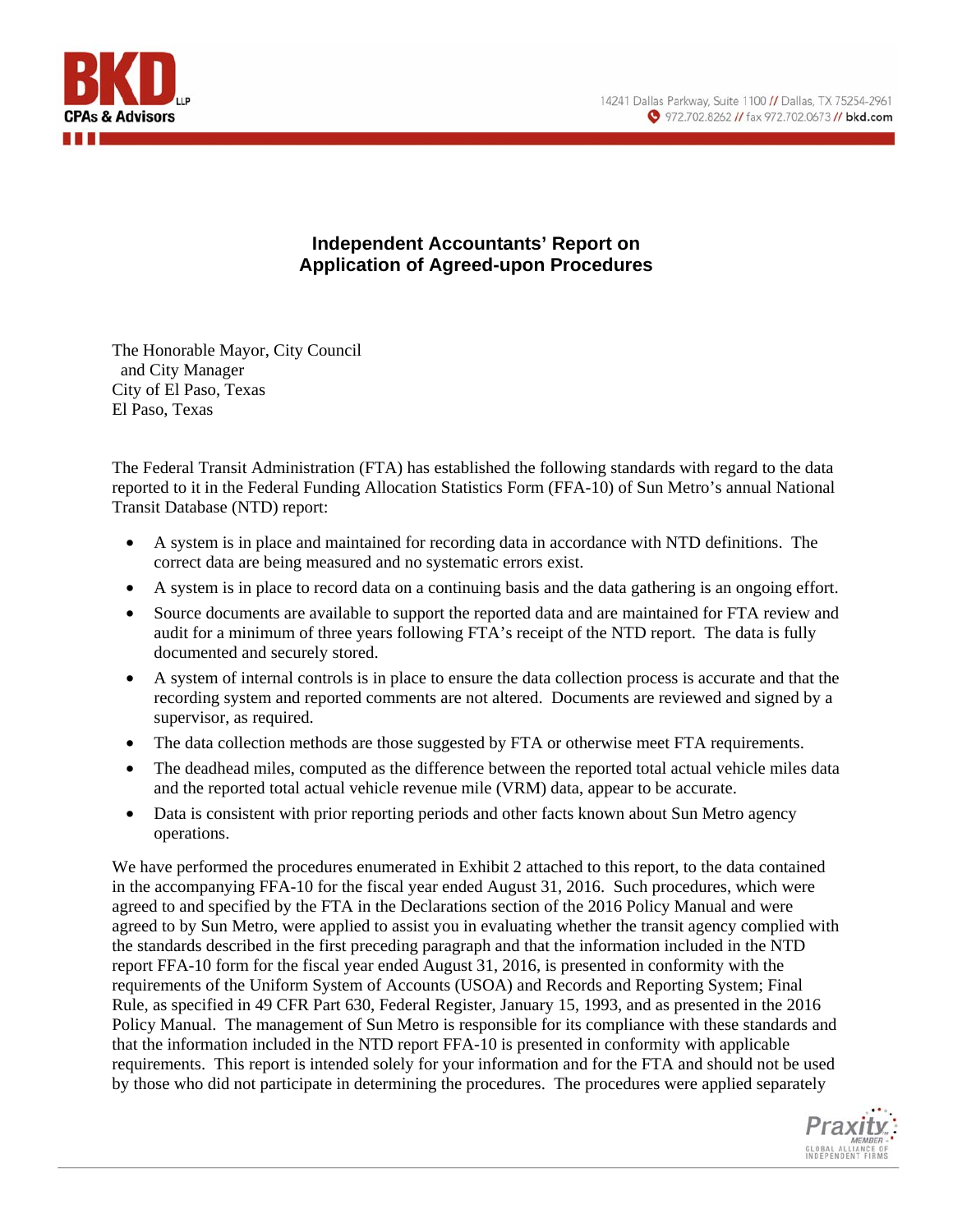# Independent Accountants' Report on Application of Agreed-upon Procedures

The Honorable Mayor, City Council
and City Manager
City of El Paso, Texas
El Paso, Texas

The Federal Transit Administration (FTA) has established the following standards with regard to the data reported to it in the Federal Funding Allocation Statistics Form (FFA-10) of Sun Metro's annual National Transit Database (NTD) report:

- A system is in place and maintained for recording data in accordance with NTD definitions. The correct data are being measured and no systematic errors exist.
- A system is in place to record data on a continuing basis and the data gathering is an ongoing effort.
- Source documents are available to support the reported data and are maintained for FTA review and audit for a minimum of three years following FTA's receipt of the NTD report. The data is fully documented and securely stored.
- A system of internal controls is in place to ensure the data collection process is accurate and that the recording system and reported comments are not altered. Documents are reviewed and signed by a supervisor, as required.
- The data collection methods are those suggested by FTA or otherwise meet FTA requirements.
- The deadhead miles, computed as the difference between the reported total actual vehicle miles data and the reported total actual vehicle revenue mile (VRM) data, appear to be accurate.
- Data is consistent with prior reporting periods and other facts known about Sun Metro agency operations.

We have performed the procedures enumerated in Exhibit 2 attached to this report, to the data contained in the accompanying FFA-10 for the fiscal year ended August 31, 2016. Such procedures, which were agreed to and specified by the FTA in the Declarations section of the 2016 Policy Manual and were agreed to by Sun Metro, were applied to assist you in evaluating whether the transit agency complied with the standards described in the first preceding paragraph and that the information included in the NTD report FFA-10 form for the fiscal year ended August 31, 2016, is presented in conformity with the requirements of the Uniform System of Accounts (USOA) and Records and Reporting System; Final Rule, as specified in 49 CFR Part 630, Federal Register, January 15, 1993, and as presented in the 2016 Policy Manual. The management of Sun Metro is responsible for its compliance with these standards and that the information included in the NTD report FFA-10 is presented in conformity with applicable requirements. This report is intended solely for your information and for the FTA and should not be used by those who did not participate in determining the procedures. The procedures were applied separately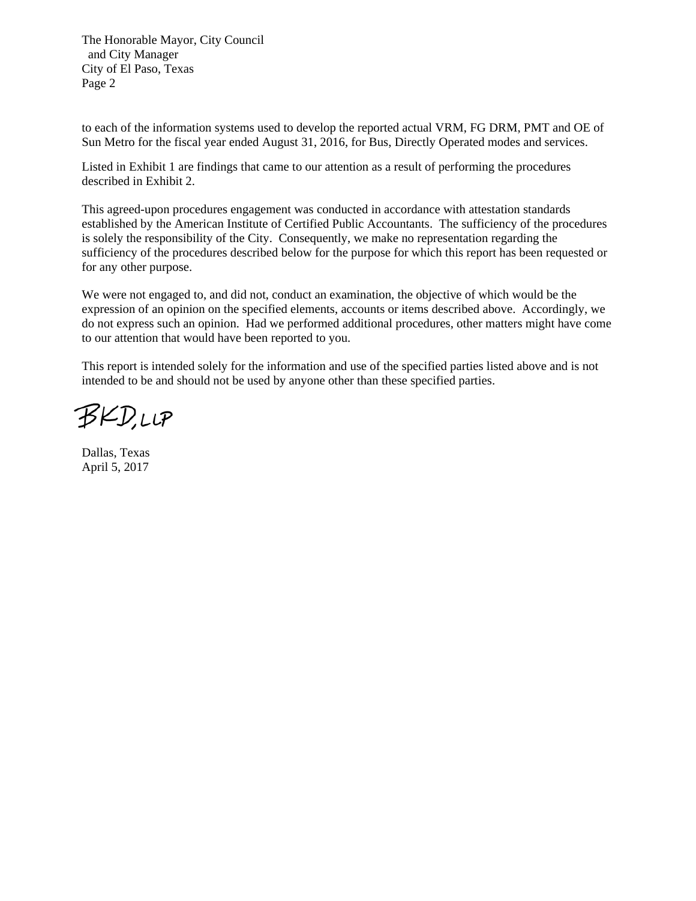to each of the information systems used to develop the reported actual VRM, FG DRM, PMT and OE of Sun Metro for the fiscal year ended August 31, 2016, for Bus, Directly Operated modes and services.

Listed in Exhibit 1 are findings that came to our attention as a result of performing the procedures described in Exhibit 2.

This agreed-upon procedures engagement was conducted in accordance with attestation standards established by the American Institute of Certified Public Accountants. The sufficiency of the procedures is solely the responsibility of the City. Consequently, we make no representation regarding the sufficiency of the procedures described below for the purpose for which this report has been requested or for any other purpose.

We were not engaged to, and did not, conduct an examination, the objective of which would be the expression of an opinion on the specified elements, accounts or items described above. Accordingly, we do not express such an opinion. Had we performed additional procedures, other matters might have come to our attention that would have been reported to you.

This report is intended solely for the information and use of the specified parties listed above and is not intended to be and should not be used by anyone other than these specified parties.

BKD, LLP

Dallas, Texas
April 5, 2017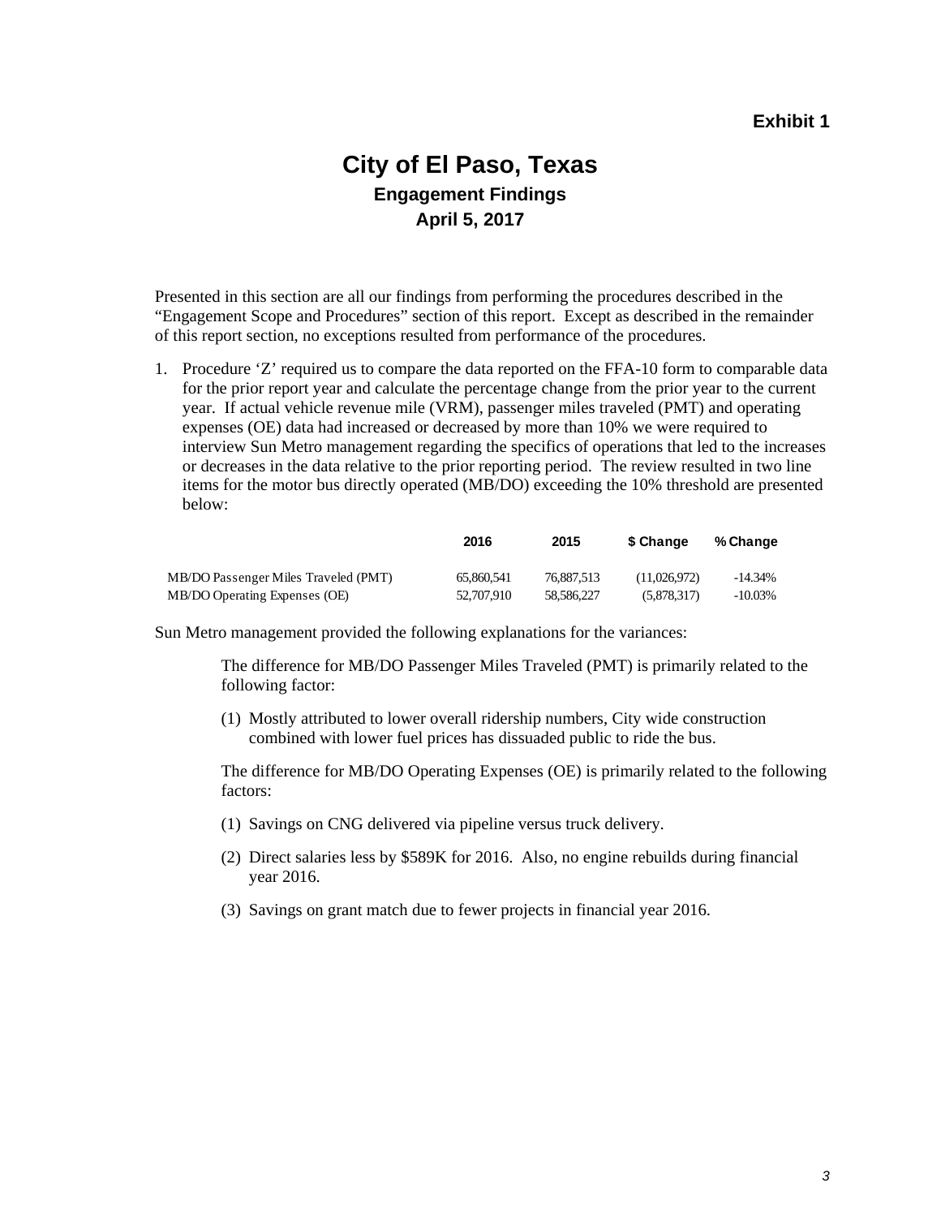**Exhibit 1**

# City of El Paso, Texas

## Engagement Findings

## April 5, 2017

Presented in this section are all our findings from performing the procedures described in the "Engagement Scope and Procedures" section of this report. Except as described in the remainder of this report section, no exceptions resulted from performance of the procedures.

1. Procedure 'Z' required us to compare the data reported on the FFA-10 form to comparable data for the prior report year and calculate the percentage change from the prior year to the current year. If actual vehicle revenue mile (VRM), passenger miles traveled (PMT) and operating expenses (OE) data had increased or decreased by more than 10% we were required to interview Sun Metro management regarding the specifics of operations that led to the increases or decreases in the data relative to the prior reporting period. The review resulted in two line items for the motor bus directly operated (MB/DO) exceeding the 10% threshold are presented below:

| | 2016 | 2015 | $ Change | % Change |
|---|---|---|---|---|
| MB/DO Passenger Miles Traveled (PMT) | 65,860,541 | 76,887,513 | (11,026,972) | -14.34% |
| MB/DO Operating Expenses (OE) | 52,707,910 | 58,586,227 | (5,878,317) | -10.03% |

Sun Metro management provided the following explanations for the variances:

The difference for MB/DO Passenger Miles Traveled (PMT) is primarily related to the following factor:

(1) Mostly attributed to lower overall ridership numbers, City wide construction combined with lower fuel prices has dissuaded public to ride the bus.

The difference for MB/DO Operating Expenses (OE) is primarily related to the following factors:

(1) Savings on CNG delivered via pipeline versus truck delivery.

(2) Direct salaries less by $589K for 2016. Also, no engine rebuilds during financial year 2016.

(3) Savings on grant match due to fewer projects in financial year 2016.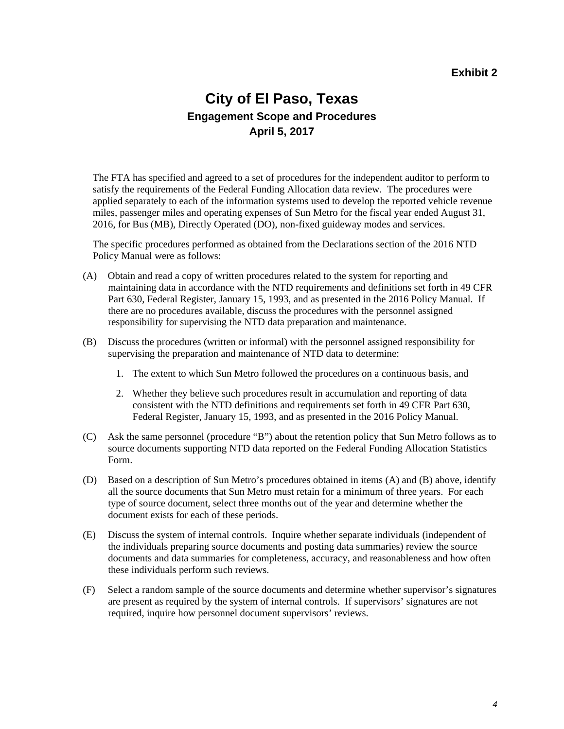**Exhibit 2**

# City of El Paso, Texas

## Engagement Scope and Procedures

## April 5, 2017

The FTA has specified and agreed to a set of procedures for the independent auditor to perform to satisfy the requirements of the Federal Funding Allocation data review. The procedures were applied separately to each of the information systems used to develop the reported vehicle revenue miles, passenger miles and operating expenses of Sun Metro for the fiscal year ended August 31, 2016, for Bus (MB), Directly Operated (DO), non-fixed guideway modes and services.

The specific procedures performed as obtained from the Declarations section of the 2016 NTD Policy Manual were as follows:

(A) Obtain and read a copy of written procedures related to the system for reporting and maintaining data in accordance with the NTD requirements and definitions set forth in 49 CFR Part 630, Federal Register, January 15, 1993, and as presented in the 2016 Policy Manual. If there are no procedures available, discuss the procedures with the personnel assigned responsibility for supervising the NTD data preparation and maintenance.

(B) Discuss the procedures (written or informal) with the personnel assigned responsibility for supervising the preparation and maintenance of NTD data to determine:

1. The extent to which Sun Metro followed the procedures on a continuous basis, and
2. Whether they believe such procedures result in accumulation and reporting of data consistent with the NTD definitions and requirements set forth in 49 CFR Part 630, Federal Register, January 15, 1993, and as presented in the 2016 Policy Manual.

(C) Ask the same personnel (procedure "B") about the retention policy that Sun Metro follows as to source documents supporting NTD data reported on the Federal Funding Allocation Statistics Form.

(D) Based on a description of Sun Metro's procedures obtained in items (A) and (B) above, identify all the source documents that Sun Metro must retain for a minimum of three years. For each type of source document, select three months out of the year and determine whether the document exists for each of these periods.

(E) Discuss the system of internal controls. Inquire whether separate individuals (independent of the individuals preparing source documents and posting data summaries) review the source documents and data summaries for completeness, accuracy, and reasonableness and how often these individuals perform such reviews.

(F) Select a random sample of the source documents and determine whether supervisor's signatures are present as required by the system of internal controls. If supervisors' signatures are not required, inquire how personnel document supervisors' reviews.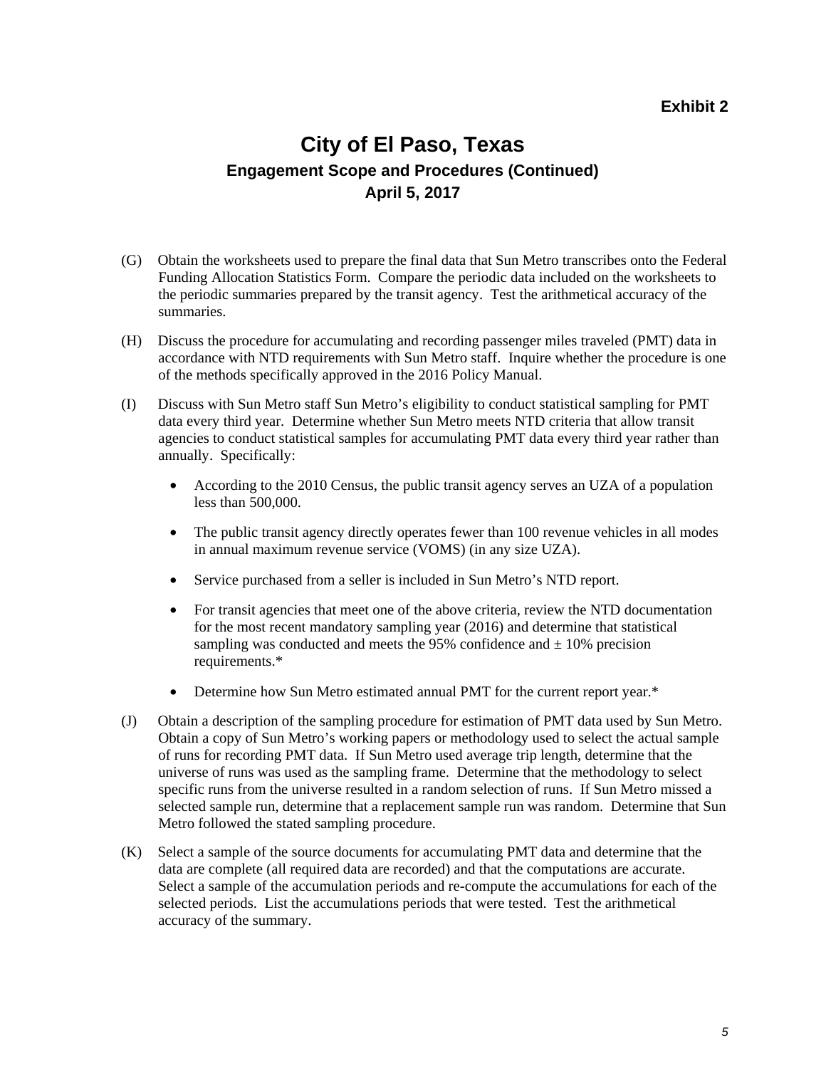**Exhibit 2**

# City of El Paso, Texas

### Engagement Scope and Procedures (Continued)

### April 5, 2017

(G) Obtain the worksheets used to prepare the final data that Sun Metro transcribes onto the Federal Funding Allocation Statistics Form. Compare the periodic data included on the worksheets to the periodic summaries prepared by the transit agency. Test the arithmetical accuracy of the summaries.

(H) Discuss the procedure for accumulating and recording passenger miles traveled (PMT) data in accordance with NTD requirements with Sun Metro staff. Inquire whether the procedure is one of the methods specifically approved in the 2016 Policy Manual.

(I) Discuss with Sun Metro staff Sun Metro's eligibility to conduct statistical sampling for PMT data every third year. Determine whether Sun Metro meets NTD criteria that allow transit agencies to conduct statistical samples for accumulating PMT data every third year rather than annually. Specifically:

- According to the 2010 Census, the public transit agency serves an UZA of a population less than 500,000.
- The public transit agency directly operates fewer than 100 revenue vehicles in all modes in annual maximum revenue service (VOMS) (in any size UZA).
- Service purchased from a seller is included in Sun Metro's NTD report.
- For transit agencies that meet one of the above criteria, review the NTD documentation for the most recent mandatory sampling year (2016) and determine that statistical sampling was conducted and meets the 95% confidence and ± 10% precision requirements.*
- Determine how Sun Metro estimated annual PMT for the current report year.*

(J) Obtain a description of the sampling procedure for estimation of PMT data used by Sun Metro. Obtain a copy of Sun Metro's working papers or methodology used to select the actual sample of runs for recording PMT data. If Sun Metro used average trip length, determine that the universe of runs was used as the sampling frame. Determine that the methodology to select specific runs from the universe resulted in a random selection of runs. If Sun Metro missed a selected sample run, determine that a replacement sample run was random. Determine that Sun Metro followed the stated sampling procedure.

(K) Select a sample of the source documents for accumulating PMT data and determine that the data are complete (all required data are recorded) and that the computations are accurate. Select a sample of the accumulation periods and re-compute the accumulations for each of the selected periods. List the accumulations periods that were tested. Test the arithmetical accuracy of the summary.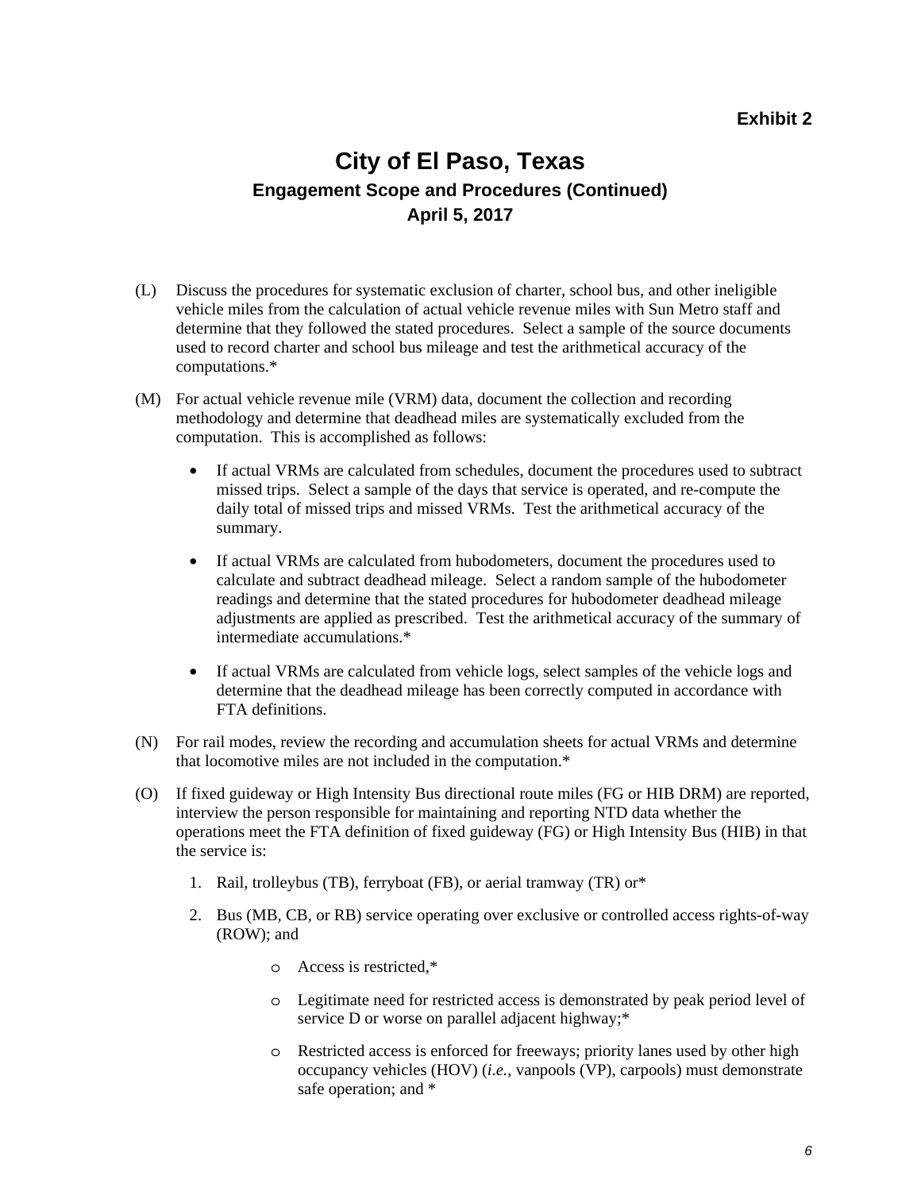**Exhibit 2**

# City of El Paso, Texas

### Engagement Scope and Procedures (Continued)

### April 5, 2017

(L) Discuss the procedures for systematic exclusion of charter, school bus, and other ineligible vehicle miles from the calculation of actual vehicle revenue miles with Sun Metro staff and determine that they followed the stated procedures. Select a sample of the source documents used to record charter and school bus mileage and test the arithmetical accuracy of the computations.*

(M) For actual vehicle revenue mile (VRM) data, document the collection and recording methodology and determine that deadhead miles are systematically excluded from the computation. This is accomplished as follows:

- If actual VRMs are calculated from schedules, document the procedures used to subtract missed trips. Select a sample of the days that service is operated, and re-compute the daily total of missed trips and missed VRMs. Test the arithmetical accuracy of the summary.
- If actual VRMs are calculated from hubodometers, document the procedures used to calculate and subtract deadhead mileage. Select a random sample of the hubodometer readings and determine that the stated procedures for hubodometer deadhead mileage adjustments are applied as prescribed. Test the arithmetical accuracy of the summary of intermediate accumulations.*
- If actual VRMs are calculated from vehicle logs, select samples of the vehicle logs and determine that the deadhead mileage has been correctly computed in accordance with FTA definitions.

(N) For rail modes, review the recording and accumulation sheets for actual VRMs and determine that locomotive miles are not included in the computation.*

(O) If fixed guideway or High Intensity Bus directional route miles (FG or HIB DRM) are reported, interview the person responsible for maintaining and reporting NTD data whether the operations meet the FTA definition of fixed guideway (FG) or High Intensity Bus (HIB) in that the service is:

1. Rail, trolleybus (TB), ferryboat (FB), or aerial tramway (TR) or*
2. Bus (MB, CB, or RB) service operating over exclusive or controlled access rights-of-way (ROW); and
   - Access is restricted,*
   - Legitimate need for restricted access is demonstrated by peak period level of service D or worse on parallel adjacent highway;*
   - Restricted access is enforced for freeways; priority lanes used by other high occupancy vehicles (HOV) (*i.e.*, vanpools (VP), carpools) must demonstrate safe operation; and *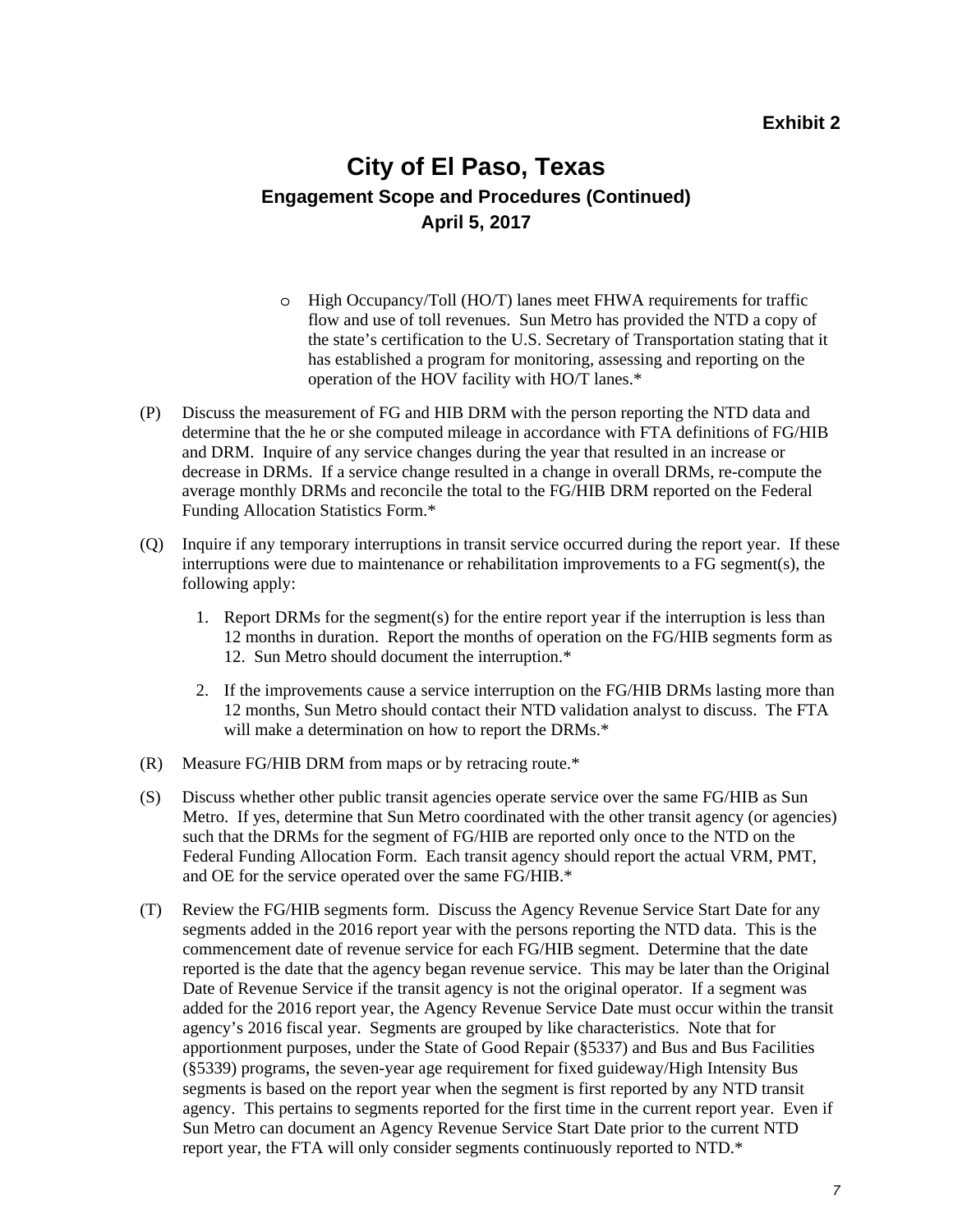**Exhibit 2**

# City of El Paso, Texas

### Engagement Scope and Procedures (Continued)

### April 5, 2017

- High Occupancy/Toll (HO/T) lanes meet FHWA requirements for traffic flow and use of toll revenues. Sun Metro has provided the NTD a copy of the state's certification to the U.S. Secretary of Transportation stating that it has established a program for monitoring, assessing and reporting on the operation of the HOV facility with HO/T lanes.*

(P) Discuss the measurement of FG and HIB DRM with the person reporting the NTD data and determine that the he or she computed mileage in accordance with FTA definitions of FG/HIB and DRM. Inquire of any service changes during the year that resulted in an increase or decrease in DRMs. If a service change resulted in a change in overall DRMs, re-compute the average monthly DRMs and reconcile the total to the FG/HIB DRM reported on the Federal Funding Allocation Statistics Form.*

(Q) Inquire if any temporary interruptions in transit service occurred during the report year. If these interruptions were due to maintenance or rehabilitation improvements to a FG segment(s), the following apply:

1. Report DRMs for the segment(s) for the entire report year if the interruption is less than 12 months in duration. Report the months of operation on the FG/HIB segments form as 12. Sun Metro should document the interruption.*
2. If the improvements cause a service interruption on the FG/HIB DRMs lasting more than 12 months, Sun Metro should contact their NTD validation analyst to discuss. The FTA will make a determination on how to report the DRMs.*

(R) Measure FG/HIB DRM from maps or by retracing route.*

(S) Discuss whether other public transit agencies operate service over the same FG/HIB as Sun Metro. If yes, determine that Sun Metro coordinated with the other transit agency (or agencies) such that the DRMs for the segment of FG/HIB are reported only once to the NTD on the Federal Funding Allocation Form. Each transit agency should report the actual VRM, PMT, and OE for the service operated over the same FG/HIB.*

(T) Review the FG/HIB segments form. Discuss the Agency Revenue Service Start Date for any segments added in the 2016 report year with the persons reporting the NTD data. This is the commencement date of revenue service for each FG/HIB segment. Determine that the date reported is the date that the agency began revenue service. This may be later than the Original Date of Revenue Service if the transit agency is not the original operator. If a segment was added for the 2016 report year, the Agency Revenue Service Date must occur within the transit agency's 2016 fiscal year. Segments are grouped by like characteristics. Note that for apportionment purposes, under the State of Good Repair (§5337) and Bus and Bus Facilities (§5339) programs, the seven-year age requirement for fixed guideway/High Intensity Bus segments is based on the report year when the segment is first reported by any NTD transit agency. This pertains to segments reported for the first time in the current report year. Even if Sun Metro can document an Agency Revenue Service Start Date prior to the current NTD report year, the FTA will only consider segments continuously reported to NTD.*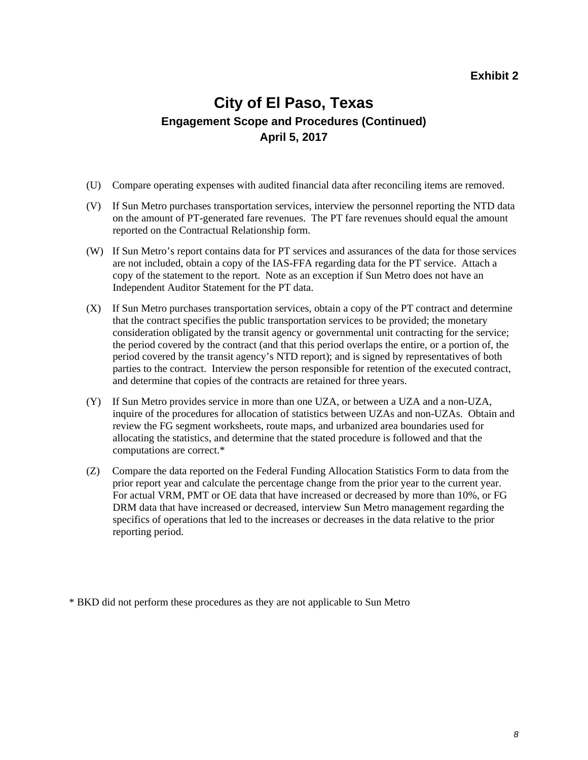**Exhibit 2**

# City of El Paso, Texas

### Engagement Scope and Procedures (Continued)

### April 5, 2017

(U) Compare operating expenses with audited financial data after reconciling items are removed.

(V) If Sun Metro purchases transportation services, interview the personnel reporting the NTD data on the amount of PT-generated fare revenues. The PT fare revenues should equal the amount reported on the Contractual Relationship form.

(W) If Sun Metro's report contains data for PT services and assurances of the data for those services are not included, obtain a copy of the IAS-FFA regarding data for the PT service. Attach a copy of the statement to the report. Note as an exception if Sun Metro does not have an Independent Auditor Statement for the PT data.

(X) If Sun Metro purchases transportation services, obtain a copy of the PT contract and determine that the contract specifies the public transportation services to be provided; the monetary consideration obligated by the transit agency or governmental unit contracting for the service; the period covered by the contract (and that this period overlaps the entire, or a portion of, the period covered by the transit agency's NTD report); and is signed by representatives of both parties to the contract. Interview the person responsible for retention of the executed contract, and determine that copies of the contracts are retained for three years.

(Y) If Sun Metro provides service in more than one UZA, or between a UZA and a non-UZA, inquire of the procedures for allocation of statistics between UZAs and non-UZAs. Obtain and review the FG segment worksheets, route maps, and urbanized area boundaries used for allocating the statistics, and determine that the stated procedure is followed and that the computations are correct.*

(Z) Compare the data reported on the Federal Funding Allocation Statistics Form to data from the prior report year and calculate the percentage change from the prior year to the current year. For actual VRM, PMT or OE data that have increased or decreased by more than 10%, or FG DRM data that have increased or decreased, interview Sun Metro management regarding the specifics of operations that led to the increases or decreases in the data relative to the prior reporting period.

* BKD did not perform these procedures as they are not applicable to Sun Metro